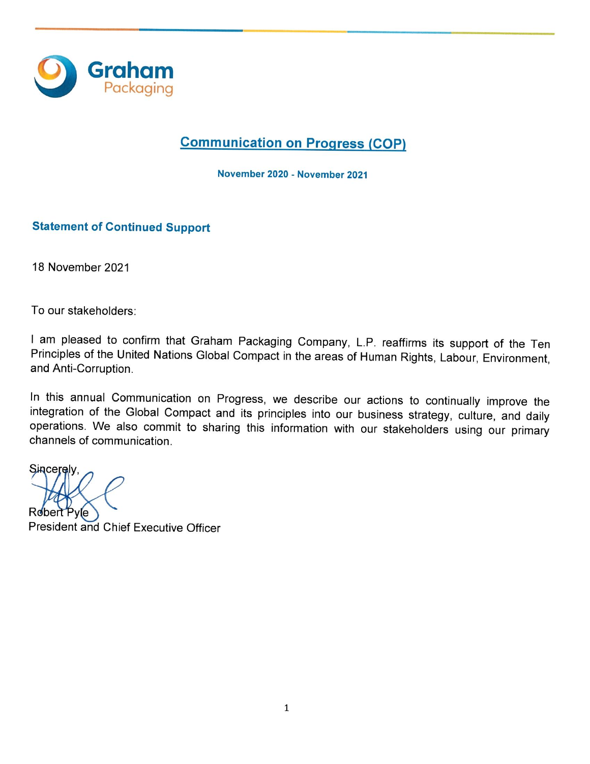Graham Packaging

# Communication on Progress (COP)

**November 2020 - November 2021**

## Statement of Continued Support

18 November 2021

To our stakeholders:

I am pleased to confirm that Graham Packaging Company, L.P. reaffirms its support of the Ten Principles of the United Nations Global Compact in the areas of Human Rights, Labour, Environment, and Anti-Corruption.

In this annual Communication on Progress, we describe our actions to continually improve the integration of the Global Compact and its principles into our business strategy, culture, and daily operations. We also commit to sharing this information with our stakeholders using our primary channels of communication.

Sincerely,

Robert Pyle
President and Chief Executive Officer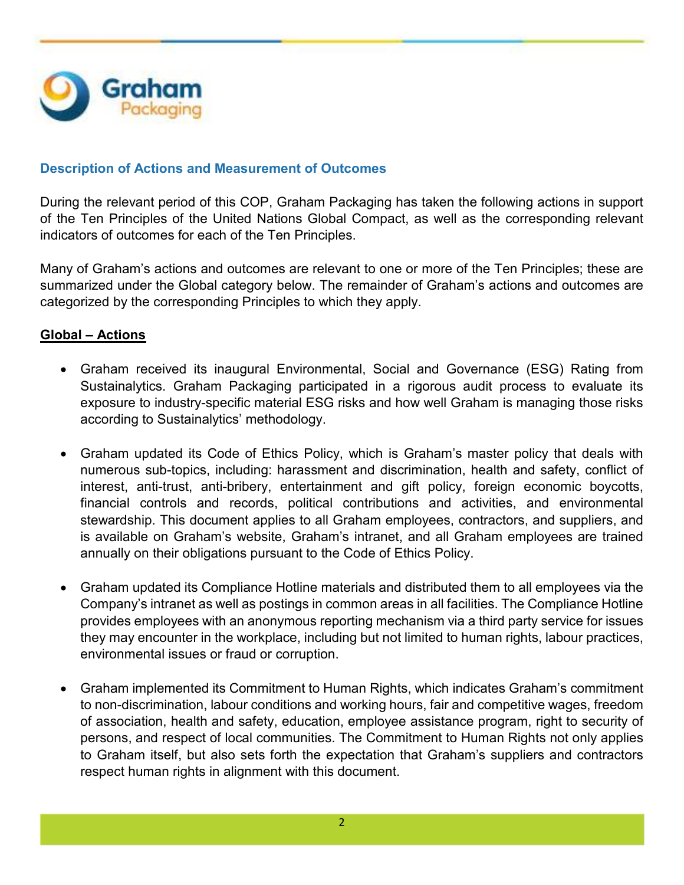## Description of Actions and Measurement of Outcomes

During the relevant period of this COP, Graham Packaging has taken the following actions in support of the Ten Principles of the United Nations Global Compact, as well as the corresponding relevant indicators of outcomes for each of the Ten Principles.

Many of Graham's actions and outcomes are relevant to one or more of the Ten Principles; these are summarized under the Global category below. The remainder of Graham's actions and outcomes are categorized by the corresponding Principles to which they apply.

### Global – Actions

- Graham received its inaugural Environmental, Social and Governance (ESG) Rating from Sustainalytics. Graham Packaging participated in a rigorous audit process to evaluate its exposure to industry-specific material ESG risks and how well Graham is managing those risks according to Sustainalytics' methodology.

- Graham updated its Code of Ethics Policy, which is Graham's master policy that deals with numerous sub-topics, including: harassment and discrimination, health and safety, conflict of interest, anti-trust, anti-bribery, entertainment and gift policy, foreign economic boycotts, financial controls and records, political contributions and activities, and environmental stewardship. This document applies to all Graham employees, contractors, and suppliers, and is available on Graham's website, Graham's intranet, and all Graham employees are trained annually on their obligations pursuant to the Code of Ethics Policy.

- Graham updated its Compliance Hotline materials and distributed them to all employees via the Company's intranet as well as postings in common areas in all facilities. The Compliance Hotline provides employees with an anonymous reporting mechanism via a third party service for issues they may encounter in the workplace, including but not limited to human rights, labour practices, environmental issues or fraud or corruption.

- Graham implemented its Commitment to Human Rights, which indicates Graham's commitment to non-discrimination, labour conditions and working hours, fair and competitive wages, freedom of association, health and safety, education, employee assistance program, right to security of persons, and respect of local communities. The Commitment to Human Rights not only applies to Graham itself, but also sets forth the expectation that Graham's suppliers and contractors respect human rights in alignment with this document.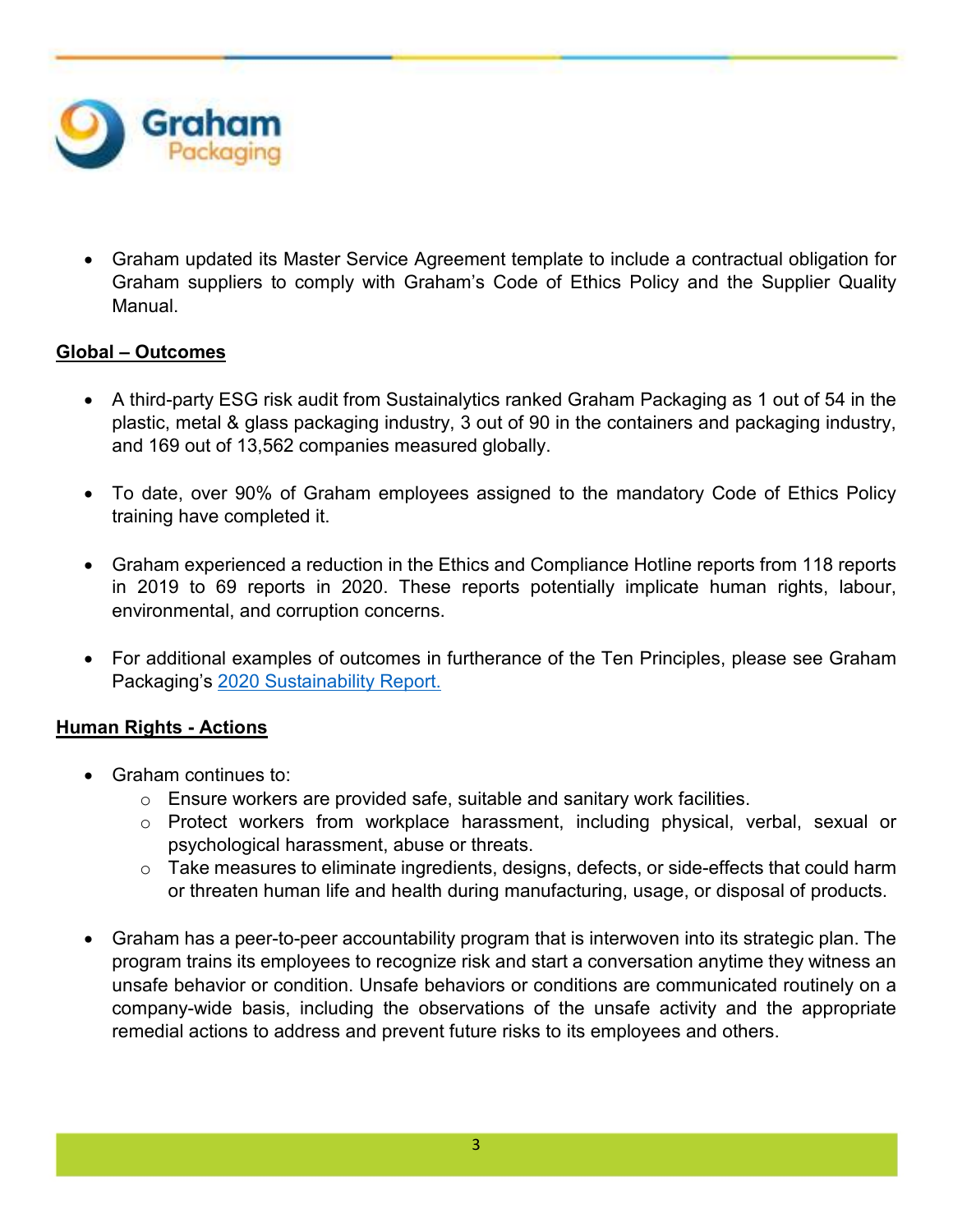- Graham updated its Master Service Agreement template to include a contractual obligation for Graham suppliers to comply with Graham's Code of Ethics Policy and the Supplier Quality Manual.

**Global – Outcomes**

- A third-party ESG risk audit from Sustainalytics ranked Graham Packaging as 1 out of 54 in the plastic, metal & glass packaging industry, 3 out of 90 in the containers and packaging industry, and 169 out of 13,562 companies measured globally.

- To date, over 90% of Graham employees assigned to the mandatory Code of Ethics Policy training have completed it.

- Graham experienced a reduction in the Ethics and Compliance Hotline reports from 118 reports in 2019 to 69 reports in 2020. These reports potentially implicate human rights, labour, environmental, and corruption concerns.

- For additional examples of outcomes in furtherance of the Ten Principles, please see Graham Packaging's 2020 Sustainability Report.

**Human Rights - Actions**

- Graham continues to:
  - Ensure workers are provided safe, suitable and sanitary work facilities.
  - Protect workers from workplace harassment, including physical, verbal, sexual or psychological harassment, abuse or threats.
  - Take measures to eliminate ingredients, designs, defects, or side-effects that could harm or threaten human life and health during manufacturing, usage, or disposal of products.

- Graham has a peer-to-peer accountability program that is interwoven into its strategic plan. The program trains its employees to recognize risk and start a conversation anytime they witness an unsafe behavior or condition. Unsafe behaviors or conditions are communicated routinely on a company-wide basis, including the observations of the unsafe activity and the appropriate remedial actions to address and prevent future risks to its employees and others.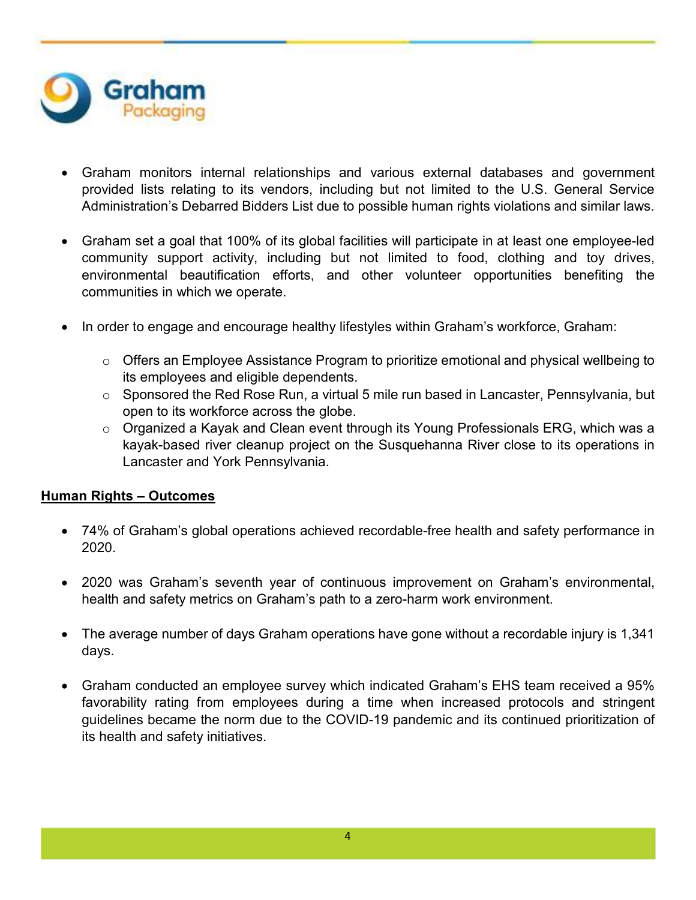- Graham monitors internal relationships and various external databases and government provided lists relating to its vendors, including but not limited to the U.S. General Service Administration's Debarred Bidders List due to possible human rights violations and similar laws.

- Graham set a goal that 100% of its global facilities will participate in at least one employee-led community support activity, including but not limited to food, clothing and toy drives, environmental beautification efforts, and other volunteer opportunities benefiting the communities in which we operate.

- In order to engage and encourage healthy lifestyles within Graham's workforce, Graham:

  - Offers an Employee Assistance Program to prioritize emotional and physical wellbeing to its employees and eligible dependents.
  - Sponsored the Red Rose Run, a virtual 5 mile run based in Lancaster, Pennsylvania, but open to its workforce across the globe.
  - Organized a Kayak and Clean event through its Young Professionals ERG, which was a kayak-based river cleanup project on the Susquehanna River close to its operations in Lancaster and York Pennsylvania.

**Human Rights – Outcomes**

- 74% of Graham's global operations achieved recordable-free health and safety performance in 2020.

- 2020 was Graham's seventh year of continuous improvement on Graham's environmental, health and safety metrics on Graham's path to a zero-harm work environment.

- The average number of days Graham operations have gone without a recordable injury is 1,341 days.

- Graham conducted an employee survey which indicated Graham's EHS team received a 95% favorability rating from employees during a time when increased protocols and stringent guidelines became the norm due to the COVID-19 pandemic and its continued prioritization of its health and safety initiatives.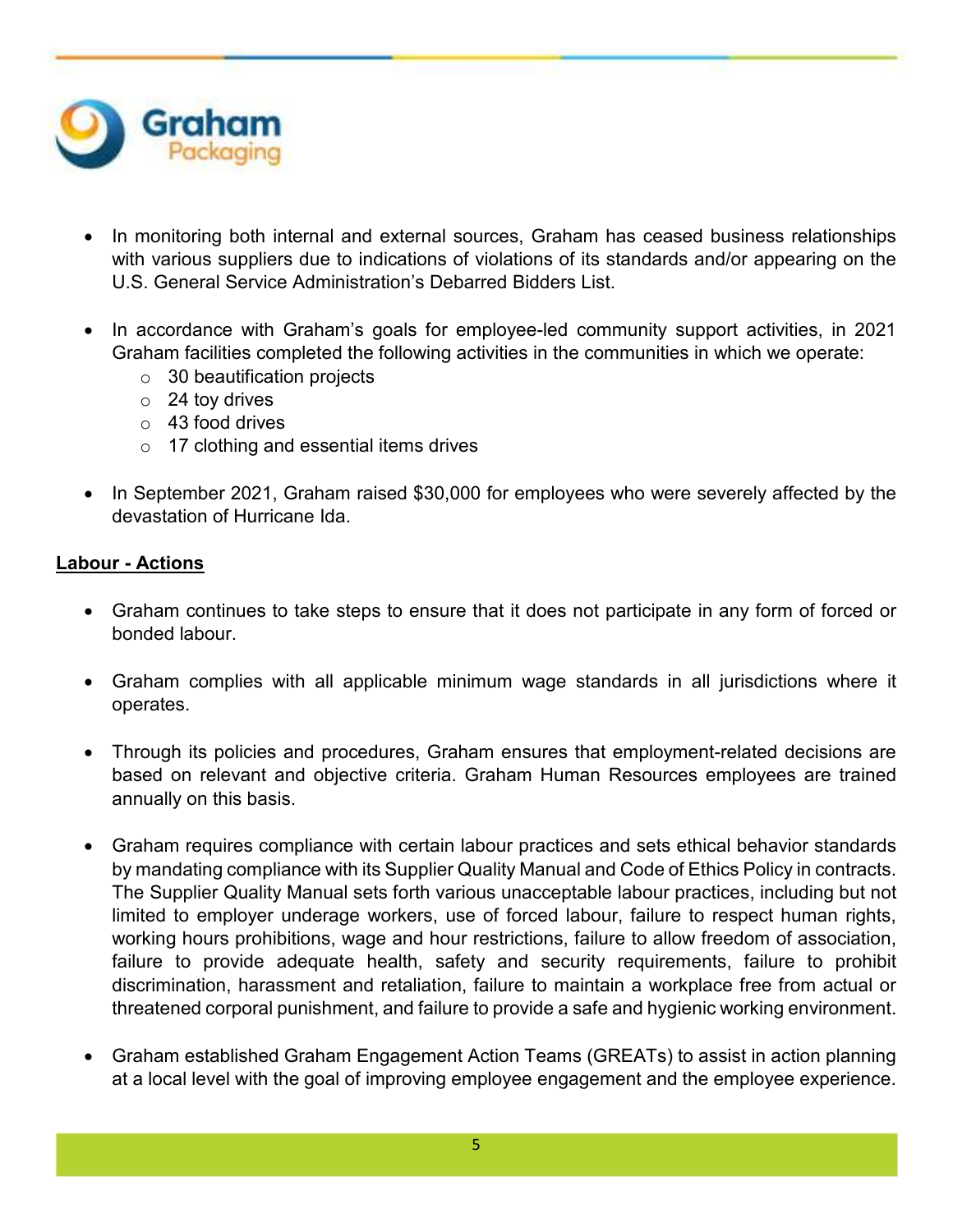- In monitoring both internal and external sources, Graham has ceased business relationships with various suppliers due to indications of violations of its standards and/or appearing on the U.S. General Service Administration's Debarred Bidders List.

- In accordance with Graham's goals for employee-led community support activities, in 2021 Graham facilities completed the following activities in the communities in which we operate:
  - 30 beautification projects
  - 24 toy drives
  - 43 food drives
  - 17 clothing and essential items drives

- In September 2021, Graham raised $30,000 for employees who were severely affected by the devastation of Hurricane Ida.

**Labour - Actions**

- Graham continues to take steps to ensure that it does not participate in any form of forced or bonded labour.

- Graham complies with all applicable minimum wage standards in all jurisdictions where it operates.

- Through its policies and procedures, Graham ensures that employment-related decisions are based on relevant and objective criteria. Graham Human Resources employees are trained annually on this basis.

- Graham requires compliance with certain labour practices and sets ethical behavior standards by mandating compliance with its Supplier Quality Manual and Code of Ethics Policy in contracts. The Supplier Quality Manual sets forth various unacceptable labour practices, including but not limited to employer underage workers, use of forced labour, failure to respect human rights, working hours prohibitions, wage and hour restrictions, failure to allow freedom of association, failure to provide adequate health, safety and security requirements, failure to prohibit discrimination, harassment and retaliation, failure to maintain a workplace free from actual or threatened corporal punishment, and failure to provide a safe and hygienic working environment.

- Graham established Graham Engagement Action Teams (GREATs) to assist in action planning at a local level with the goal of improving employee engagement and the employee experience.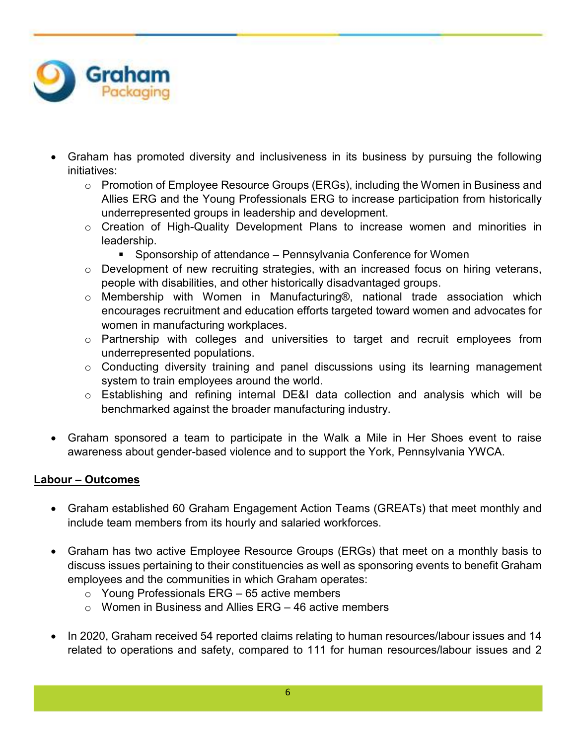- Graham has promoted diversity and inclusiveness in its business by pursuing the following initiatives:
  - Promotion of Employee Resource Groups (ERGs), including the Women in Business and Allies ERG and the Young Professionals ERG to increase participation from historically underrepresented groups in leadership and development.
  - Creation of High-Quality Development Plans to increase women and minorities in leadership.
    - Sponsorship of attendance – Pennsylvania Conference for Women
  - Development of new recruiting strategies, with an increased focus on hiring veterans, people with disabilities, and other historically disadvantaged groups.
  - Membership with Women in Manufacturing®, national trade association which encourages recruitment and education efforts targeted toward women and advocates for women in manufacturing workplaces.
  - Partnership with colleges and universities to target and recruit employees from underrepresented populations.
  - Conducting diversity training and panel discussions using its learning management system to train employees around the world.
  - Establishing and refining internal DE&I data collection and analysis which will be benchmarked against the broader manufacturing industry.

- Graham sponsored a team to participate in the Walk a Mile in Her Shoes event to raise awareness about gender-based violence and to support the York, Pennsylvania YWCA.

**Labour – Outcomes**

- Graham established 60 Graham Engagement Action Teams (GREATs) that meet monthly and include team members from its hourly and salaried workforces.

- Graham has two active Employee Resource Groups (ERGs) that meet on a monthly basis to discuss issues pertaining to their constituencies as well as sponsoring events to benefit Graham employees and the communities in which Graham operates:
  - Young Professionals ERG – 65 active members
  - Women in Business and Allies ERG – 46 active members

- In 2020, Graham received 54 reported claims relating to human resources/labour issues and 14 related to operations and safety, compared to 111 for human resources/labour issues and 2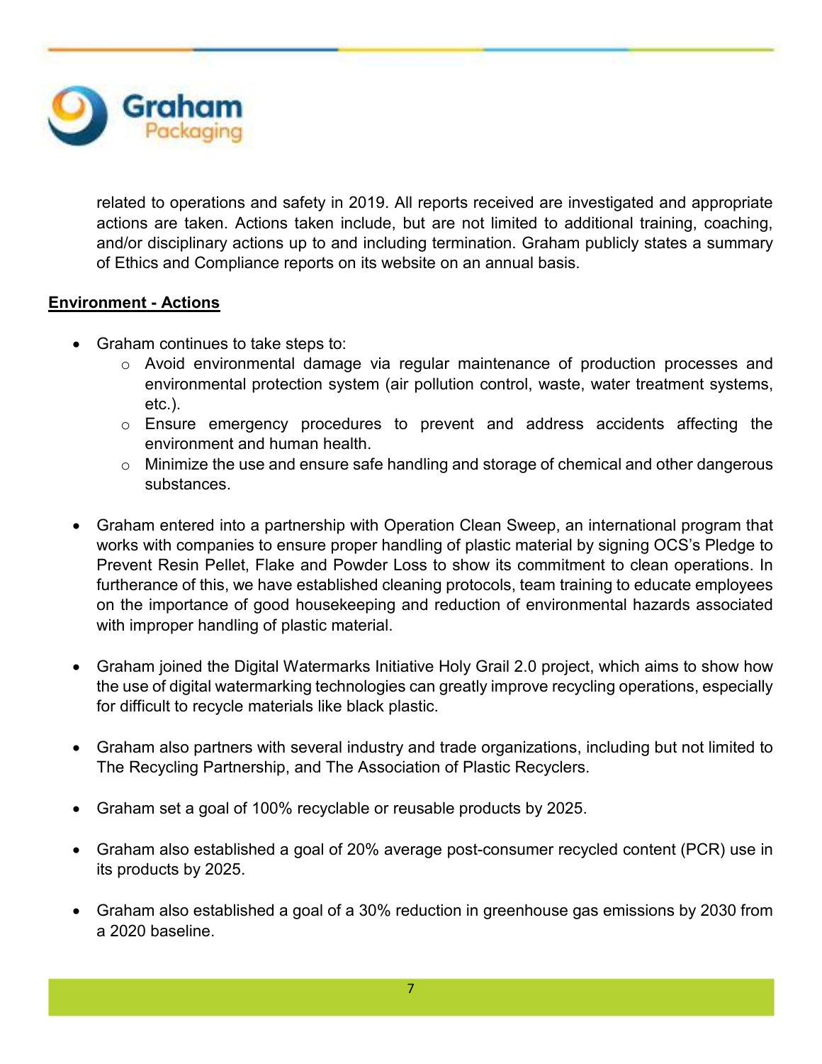related to operations and safety in 2019. All reports received are investigated and appropriate actions are taken. Actions taken include, but are not limited to additional training, coaching, and/or disciplinary actions up to and including termination. Graham publicly states a summary of Ethics and Compliance reports on its website on an annual basis.

**Environment - Actions**

- Graham continues to take steps to:
  - Avoid environmental damage via regular maintenance of production processes and environmental protection system (air pollution control, waste, water treatment systems, etc.).
  - Ensure emergency procedures to prevent and address accidents affecting the environment and human health.
  - Minimize the use and ensure safe handling and storage of chemical and other dangerous substances.

- Graham entered into a partnership with Operation Clean Sweep, an international program that works with companies to ensure proper handling of plastic material by signing OCS's Pledge to Prevent Resin Pellet, Flake and Powder Loss to show its commitment to clean operations. In furtherance of this, we have established cleaning protocols, team training to educate employees on the importance of good housekeeping and reduction of environmental hazards associated with improper handling of plastic material.

- Graham joined the Digital Watermarks Initiative Holy Grail 2.0 project, which aims to show how the use of digital watermarking technologies can greatly improve recycling operations, especially for difficult to recycle materials like black plastic.

- Graham also partners with several industry and trade organizations, including but not limited to The Recycling Partnership, and The Association of Plastic Recyclers.

- Graham set a goal of 100% recyclable or reusable products by 2025.

- Graham also established a goal of 20% average post-consumer recycled content (PCR) use in its products by 2025.

- Graham also established a goal of a 30% reduction in greenhouse gas emissions by 2030 from a 2020 baseline.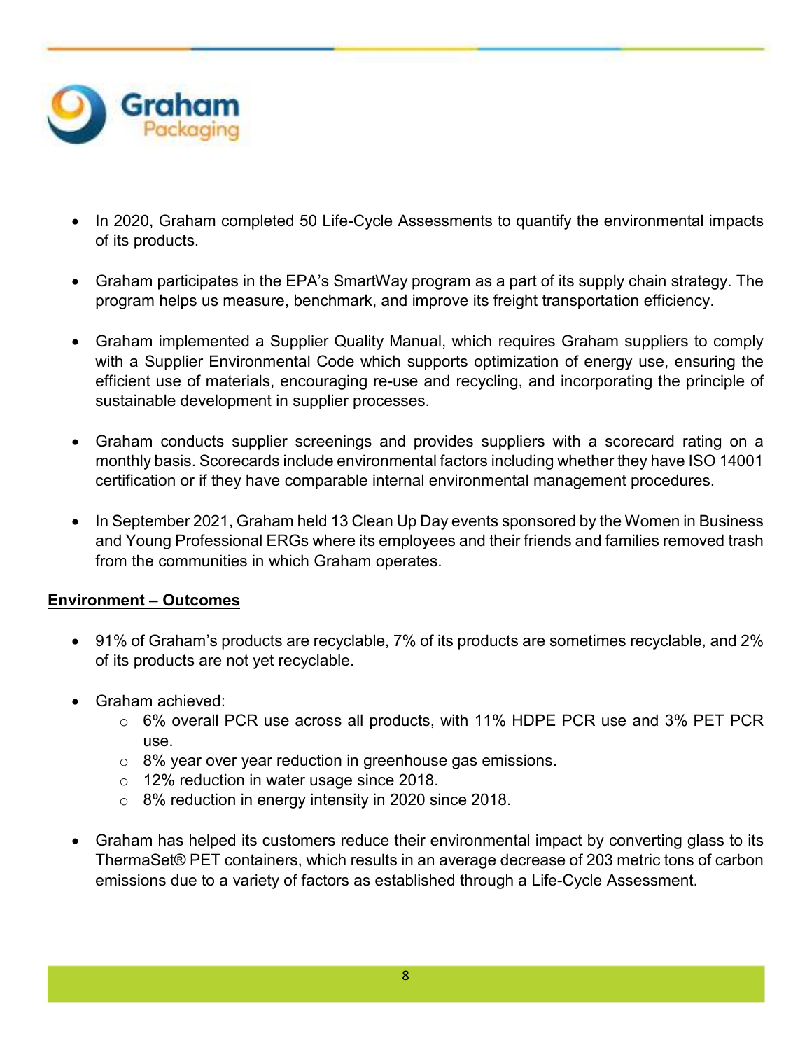- In 2020, Graham completed 50 Life-Cycle Assessments to quantify the environmental impacts of its products.

- Graham participates in the EPA's SmartWay program as a part of its supply chain strategy. The program helps us measure, benchmark, and improve its freight transportation efficiency.

- Graham implemented a Supplier Quality Manual, which requires Graham suppliers to comply with a Supplier Environmental Code which supports optimization of energy use, ensuring the efficient use of materials, encouraging re-use and recycling, and incorporating the principle of sustainable development in supplier processes.

- Graham conducts supplier screenings and provides suppliers with a scorecard rating on a monthly basis. Scorecards include environmental factors including whether they have ISO 14001 certification or if they have comparable internal environmental management procedures.

- In September 2021, Graham held 13 Clean Up Day events sponsored by the Women in Business and Young Professional ERGs where its employees and their friends and families removed trash from the communities in which Graham operates.

**<u>Environment – Outcomes</u>**

- 91% of Graham's products are recyclable, 7% of its products are sometimes recyclable, and 2% of its products are not yet recyclable.

- Graham achieved:
  - 6% overall PCR use across all products, with 11% HDPE PCR use and 3% PET PCR use.
  - 8% year over year reduction in greenhouse gas emissions.
  - 12% reduction in water usage since 2018.
  - 8% reduction in energy intensity in 2020 since 2018.

- Graham has helped its customers reduce their environmental impact by converting glass to its ThermaSet® PET containers, which results in an average decrease of 203 metric tons of carbon emissions due to a variety of factors as established through a Life-Cycle Assessment.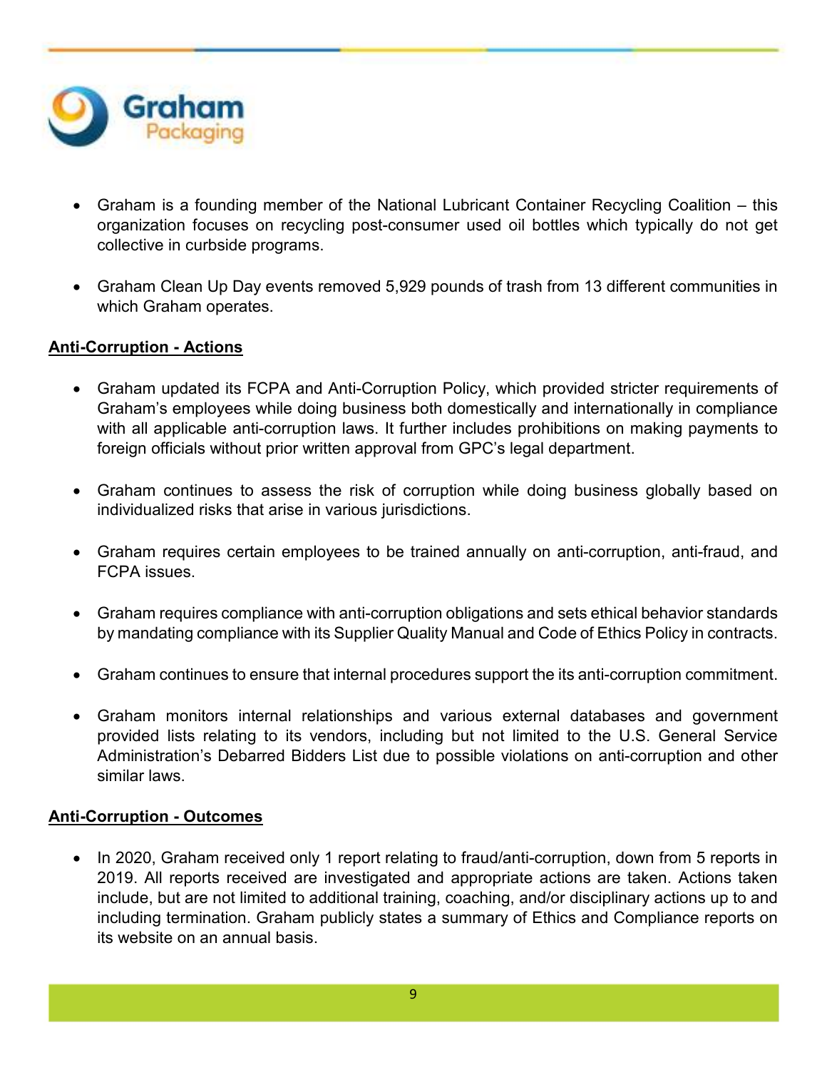- Graham is a founding member of the National Lubricant Container Recycling Coalition – this organization focuses on recycling post-consumer used oil bottles which typically do not get collective in curbside programs.

- Graham Clean Up Day events removed 5,929 pounds of trash from 13 different communities in which Graham operates.

**Anti-Corruption - Actions**

- Graham updated its FCPA and Anti-Corruption Policy, which provided stricter requirements of Graham's employees while doing business both domestically and internationally in compliance with all applicable anti-corruption laws. It further includes prohibitions on making payments to foreign officials without prior written approval from GPC's legal department.

- Graham continues to assess the risk of corruption while doing business globally based on individualized risks that arise in various jurisdictions.

- Graham requires certain employees to be trained annually on anti-corruption, anti-fraud, and FCPA issues.

- Graham requires compliance with anti-corruption obligations and sets ethical behavior standards by mandating compliance with its Supplier Quality Manual and Code of Ethics Policy in contracts.

- Graham continues to ensure that internal procedures support the its anti-corruption commitment.

- Graham monitors internal relationships and various external databases and government provided lists relating to its vendors, including but not limited to the U.S. General Service Administration's Debarred Bidders List due to possible violations on anti-corruption and other similar laws.

**Anti-Corruption - Outcomes**

- In 2020, Graham received only 1 report relating to fraud/anti-corruption, down from 5 reports in 2019. All reports received are investigated and appropriate actions are taken. Actions taken include, but are not limited to additional training, coaching, and/or disciplinary actions up to and including termination. Graham publicly states a summary of Ethics and Compliance reports on its website on an annual basis.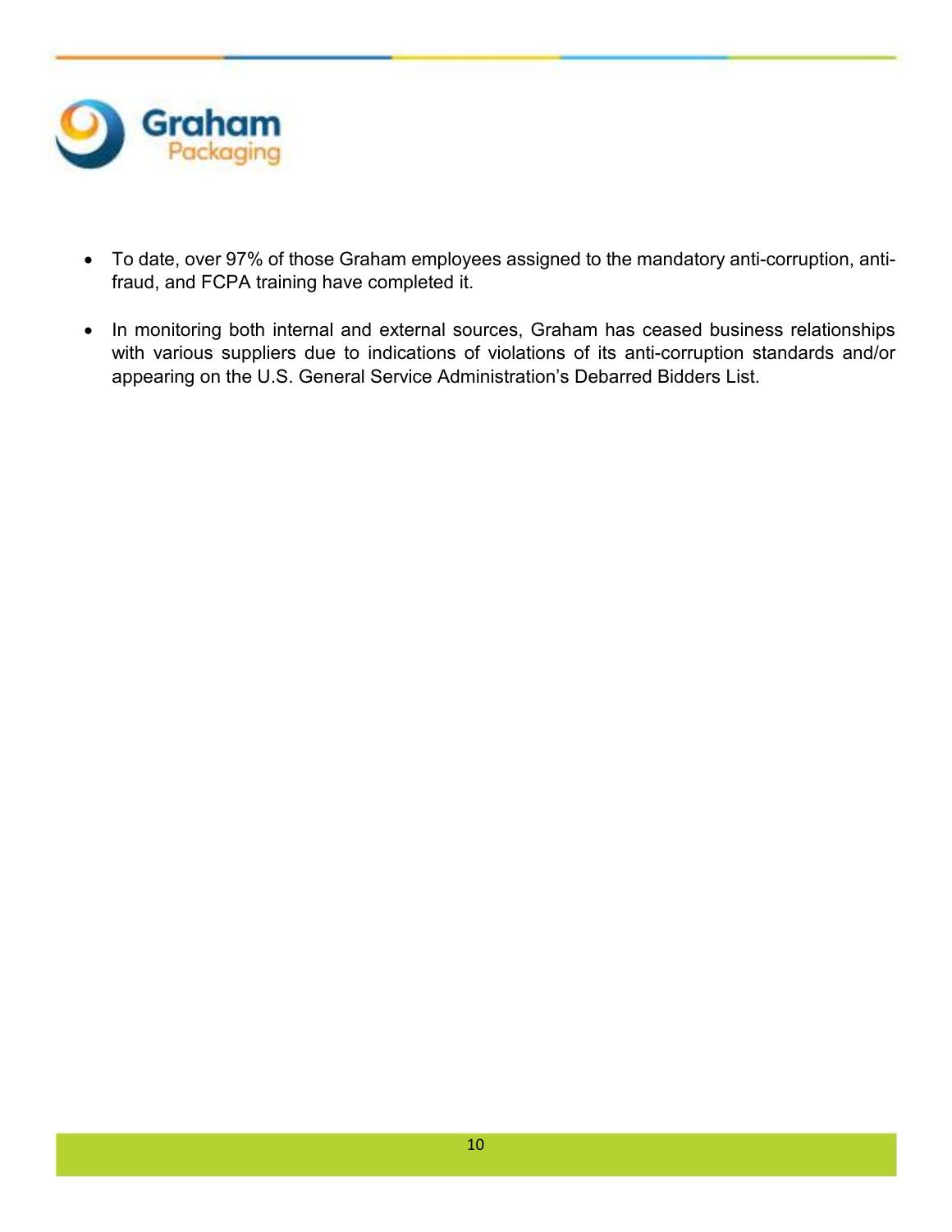- To date, over 97% of those Graham employees assigned to the mandatory anti-corruption, anti-fraud, and FCPA training have completed it.

- In monitoring both internal and external sources, Graham has ceased business relationships with various suppliers due to indications of violations of its anti-corruption standards and/or appearing on the U.S. General Service Administration's Debarred Bidders List.